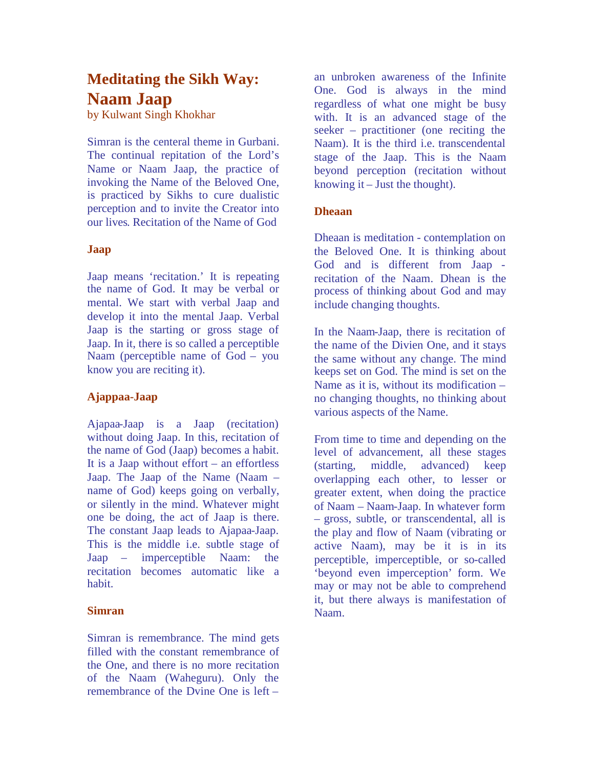# Meditating the Sikh Way: Naam Jaap

by Kulwant Singh Khokhar

Simran is the centeral theme in Gurbani. The continual repitation of the Lord's Name or Naam Jaap, the practice of invoking the Name of the Beloved One, is practiced by Sikhs to cure dualistic perception and to invite the Creator into our lives. Recitation of the Name of God

### Jaap

Jaap means 'recitation.' It is repeating the name of God. It may be verbal or mental. We start with verbal Jaap and develop it into the mental Jaap. Verbal Jaap is the starting or gross stage of Jaap. In it, there is so called a perceptible Naam (perceptible name of God – you know you are reciting it).

### Ajappaa-Jaap

Ajapaa-Jaap is a Jaap (recitation) without doing Jaap. In this, recitation of the name of God (Jaap) becomes a habit. It is a Jaap without effort – an effortless Jaap. The Jaap of the Name (Naam – name of God) keeps going on verbally, or silently in the mind. Whatever might one be doing, the act of Jaap is there. The constant Jaap leads to Ajapaa-Jaap. This is the middle i.e. subtle stage of Jaap – imperceptible Naam: the recitation becomes automatic like a habit.

### Simran

Simran is remembrance. The mind gets filled with the constant remembrance of the One, and there is no more recitation of the Naam (Waheguru). Only the remembrance of the Dvine One is left – an unbroken awareness of the Infinite One. God is always in the mind regardless of what one might be busy with. It is an advanced stage of the seeker – practitioner (one reciting the Naam). It is the third i.e. transcendental stage of the Jaap. This is the Naam beyond perception (recitation without knowing it – Just the thought).

### Dheaan

Dheaan is meditation - contemplation on the Beloved One. It is thinking about God and is different from Jaap - recitation of the Naam. Dhean is the process of thinking about God and may include changing thoughts.

In the Naam-Jaap, there is recitation of the name of the Divien One, and it stays the same without any change. The mind keeps set on God. The mind is set on the Name as it is, without its modification – no changing thoughts, no thinking about various aspects of the Name.

From time to time and depending on the level of advancement, all these stages (starting, middle, advanced) keep overlapping each other, to lesser or greater extent, when doing the practice of Naam – Naam-Jaap. In whatever form – gross, subtle, or transcendental, all is the play and flow of Naam (vibrating or active Naam), may be it is in its perceptible, imperceptible, or so-called 'beyond even imperception' form. We may or may not be able to comprehend it, but there always is manifestation of Naam.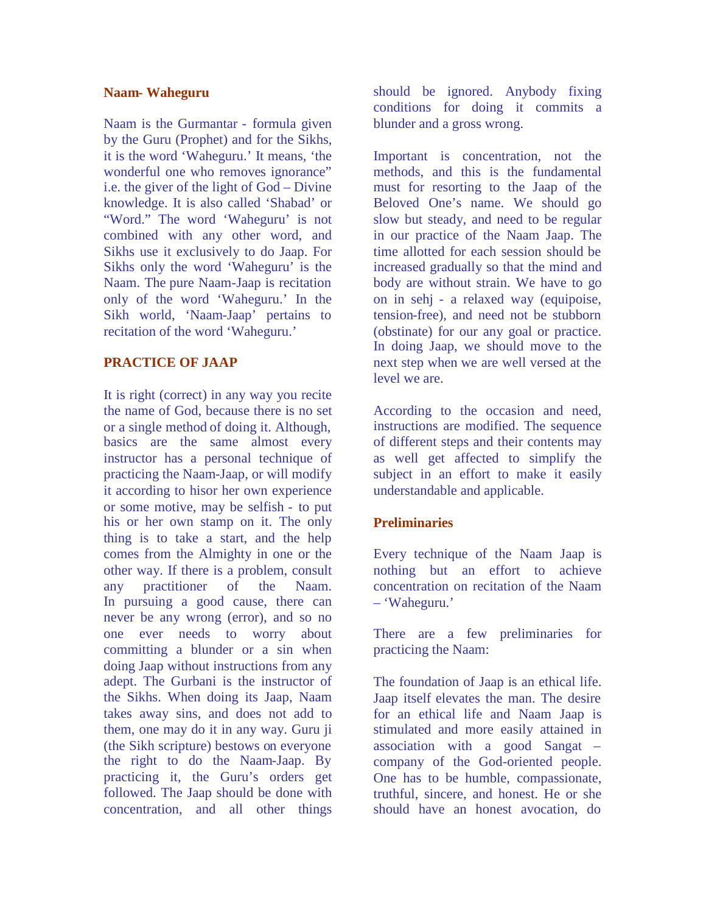## Naam- Waheguru

Naam is the Gurmantar - formula given by the Guru (Prophet) and for the Sikhs, it is the word 'Waheguru.' It means, 'the wonderful one who removes ignorance" i.e. the giver of the light of God – Divine knowledge. It is also called 'Shabad' or "Word." The word 'Waheguru' is not combined with any other word, and Sikhs use it exclusively to do Jaap. For Sikhs only the word 'Waheguru' is the Naam. The pure Naam-Jaap is recitation only of the word 'Waheguru.' In the Sikh world, 'Naam-Jaap' pertains to recitation of the word 'Waheguru.'

## PRACTICE OF JAAP

It is right (correct) in any way you recite the name of God, because there is no set or a single method of doing it. Although, basics are the same almost every instructor has a personal technique of practicing the Naam-Jaap, or will modify it according to hisor her own experience or some motive, may be selfish - to put his or her own stamp on it. The only thing is to take a start, and the help comes from the Almighty in one or the other way. If there is a problem, consult any practitioner of the Naam. In pursuing a good cause, there can never be any wrong (error), and so no one ever needs to worry about committing a blunder or a sin when doing Jaap without instructions from any adept. The Gurbani is the instructor of the Sikhs. When doing its Jaap, Naam takes away sins, and does not add to them, one may do it in any way. Guru ji (the Sikh scripture) bestows on everyone the right to do the Naam-Jaap. By practicing it, the Guru's orders get followed. The Jaap should be done with concentration, and all other things should be ignored. Anybody fixing conditions for doing it commits a blunder and a gross wrong.

Important is concentration, not the methods, and this is the fundamental must for resorting to the Jaap of the Beloved One's name. We should go slow but steady, and need to be regular in our practice of the Naam Jaap. The time allotted for each session should be increased gradually so that the mind and body are without strain. We have to go on in sehj - a relaxed way (equipoise, tension-free), and need not be stubborn (obstinate) for our any goal or practice. In doing Jaap, we should move to the next step when we are well versed at the level we are.

According to the occasion and need, instructions are modified. The sequence of different steps and their contents may as well get affected to simplify the subject in an effort to make it easily understandable and applicable.

## Preliminaries

Every technique of the Naam Jaap is nothing but an effort to achieve concentration on recitation of the Naam – 'Waheguru.'

There are a few preliminaries for practicing the Naam:

The foundation of Jaap is an ethical life. Jaap itself elevates the man. The desire for an ethical life and Naam Jaap is stimulated and more easily attained in association with a good Sangat – company of the God-oriented people. One has to be humble, compassionate, truthful, sincere, and honest. He or she should have an honest avocation, do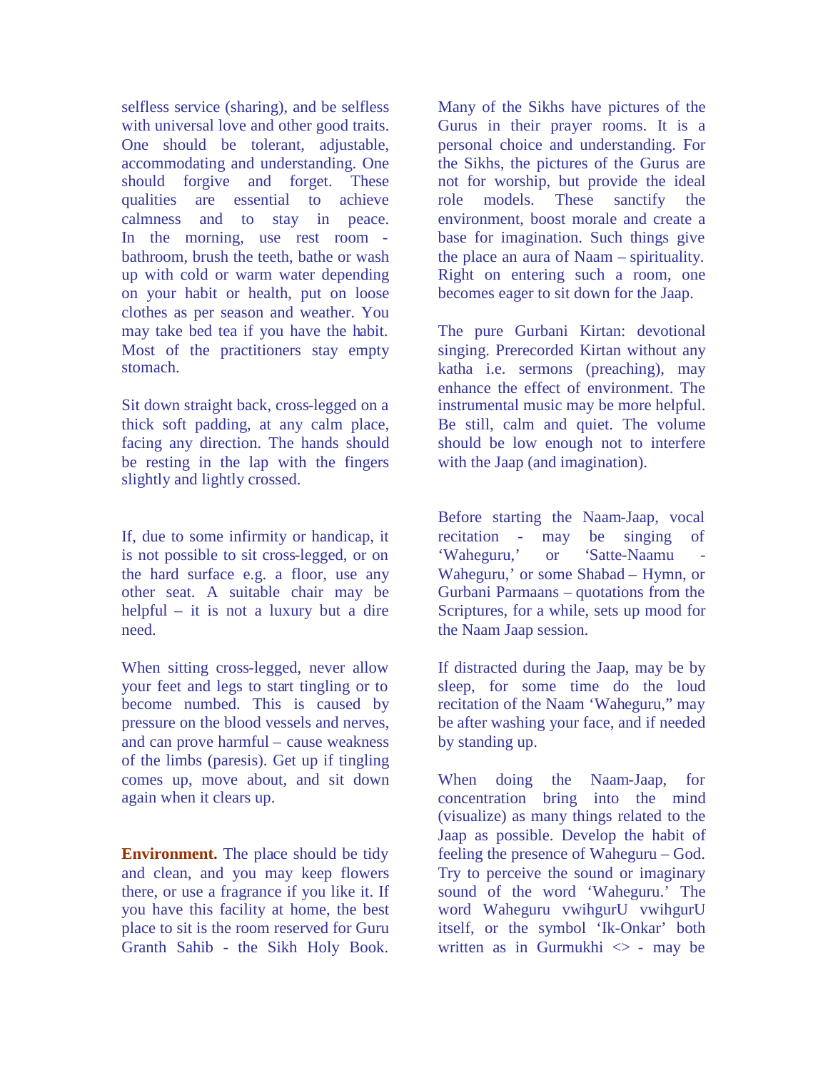selfless service (sharing), and be selfless with universal love and other good traits. One should be tolerant, adjustable, accommodating and understanding. One should forgive and forget. These qualities are essential to achieve calmness and to stay in peace. In the morning, use rest room - bathroom, brush the teeth, bathe or wash up with cold or warm water depending on your habit or health, put on loose clothes as per season and weather. You may take bed tea if you have the habit. Most of the practitioners stay empty stomach.

Sit down straight back, cross-legged on a thick soft padding, at any calm place, facing any direction. The hands should be resting in the lap with the fingers slightly and lightly crossed.

If, due to some infirmity or handicap, it is not possible to sit cross-legged, or on the hard surface e.g. a floor, use any other seat. A suitable chair may be helpful – it is not a luxury but a dire need.

When sitting cross-legged, never allow your feet and legs to start tingling or to become numbed. This is caused by pressure on the blood vessels and nerves, and can prove harmful – cause weakness of the limbs (paresis). Get up if tingling comes up, move about, and sit down again when it clears up.

**Environment.** The place should be tidy and clean, and you may keep flowers there, or use a fragrance if you like it. If you have this facility at home, the best place to sit is the room reserved for Guru Granth Sahib - the Sikh Holy Book. Many of the Sikhs have pictures of the Gurus in their prayer rooms. It is a personal choice and understanding. For the Sikhs, the pictures of the Gurus are not for worship, but provide the ideal role models. These sanctify the environment, boost morale and create a base for imagination. Such things give the place an aura of Naam – spirituality. Right on entering such a room, one becomes eager to sit down for the Jaap.

The pure Gurbani Kirtan: devotional singing. Prerecorded Kirtan without any katha i.e. sermons (preaching), may enhance the effect of environment. The instrumental music may be more helpful. Be still, calm and quiet. The volume should be low enough not to interfere with the Jaap (and imagination).

Before starting the Naam-Jaap, vocal recitation - may be singing of 'Waheguru,' or 'Satte-Naamu - Waheguru,' or some Shabad – Hymn, or Gurbani Parmaans – quotations from the Scriptures, for a while, sets up mood for the Naam Jaap session.

If distracted during the Jaap, may be by sleep, for some time do the loud recitation of the Naam 'Waheguru," may be after washing your face, and if needed by standing up.

When doing the Naam-Jaap, for concentration bring into the mind (visualize) as many things related to the Jaap as possible. Develop the habit of feeling the presence of Waheguru – God. Try to perceive the sound or imaginary sound of the word 'Waheguru.' The word Waheguru vwihgurU vwihgurU itself, or the symbol 'Ik-Onkar' both written as in Gurmukhi <> - may be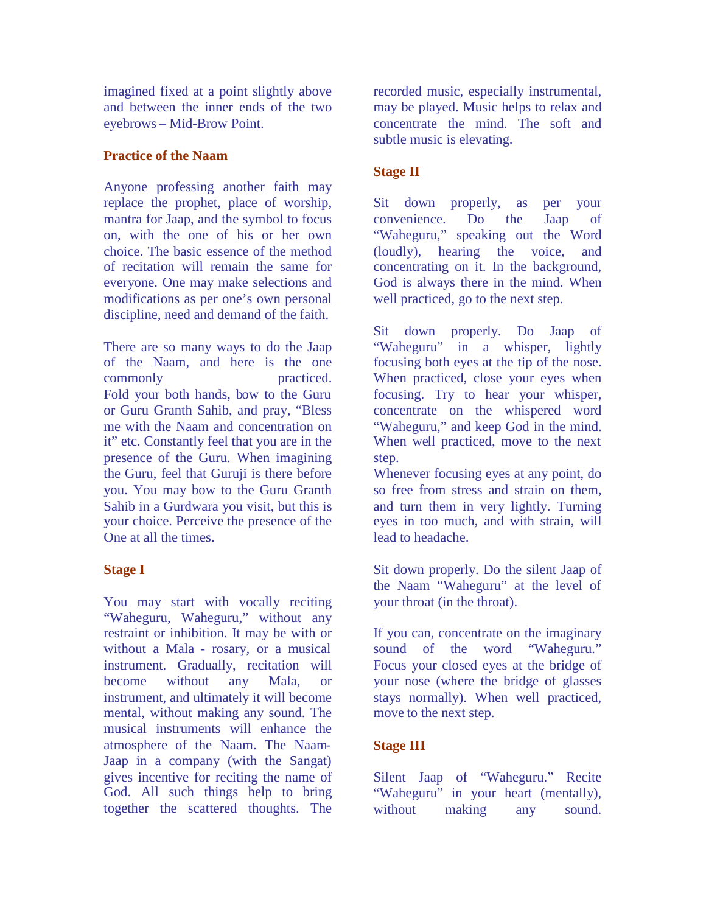imagined fixed at a point slightly above and between the inner ends of the two eyebrows – Mid-Brow Point.

## Practice of the Naam

Anyone professing another faith may replace the prophet, place of worship, mantra for Jaap, and the symbol to focus on, with the one of his or her own choice. The basic essence of the method of recitation will remain the same for everyone. One may make selections and modifications as per one's own personal discipline, need and demand of the faith.

There are so many ways to do the Jaap of the Naam, and here is the one commonly practiced. Fold your both hands, bow to the Guru or Guru Granth Sahib, and pray, "Bless me with the Naam and concentration on it" etc. Constantly feel that you are in the presence of the Guru. When imagining the Guru, feel that Guruji is there before you. You may bow to the Guru Granth Sahib in a Gurdwara you visit, but this is your choice. Perceive the presence of the One at all the times.

## Stage I

You may start with vocally reciting "Waheguru, Waheguru," without any restraint or inhibition. It may be with or without a Mala - rosary, or a musical instrument. Gradually, recitation will become without any Mala, or instrument, and ultimately it will become mental, without making any sound. The musical instruments will enhance the atmosphere of the Naam. The Naam-Jaap in a company (with the Sangat) gives incentive for reciting the name of God. All such things help to bring together the scattered thoughts. The recorded music, especially instrumental, may be played. Music helps to relax and concentrate the mind. The soft and subtle music is elevating.

## Stage II

Sit down properly, as per your convenience. Do the Jaap of "Waheguru," speaking out the Word (loudly), hearing the voice, and concentrating on it. In the background, God is always there in the mind. When well practiced, go to the next step.

Sit down properly. Do Jaap of "Waheguru" in a whisper, lightly focusing both eyes at the tip of the nose. When practiced, close your eyes when focusing. Try to hear your whisper, concentrate on the whispered word "Waheguru," and keep God in the mind. When well practiced, move to the next step.
Whenever focusing eyes at any point, do so free from stress and strain on them, and turn them in very lightly. Turning eyes in too much, and with strain, will lead to headache.

Sit down properly. Do the silent Jaap of the Naam "Waheguru" at the level of your throat (in the throat).

If you can, concentrate on the imaginary sound of the word "Waheguru." Focus your closed eyes at the bridge of your nose (where the bridge of glasses stays normally). When well practiced, move to the next step.

## Stage III

Silent Jaap of "Waheguru." Recite "Waheguru" in your heart (mentally), without making any sound.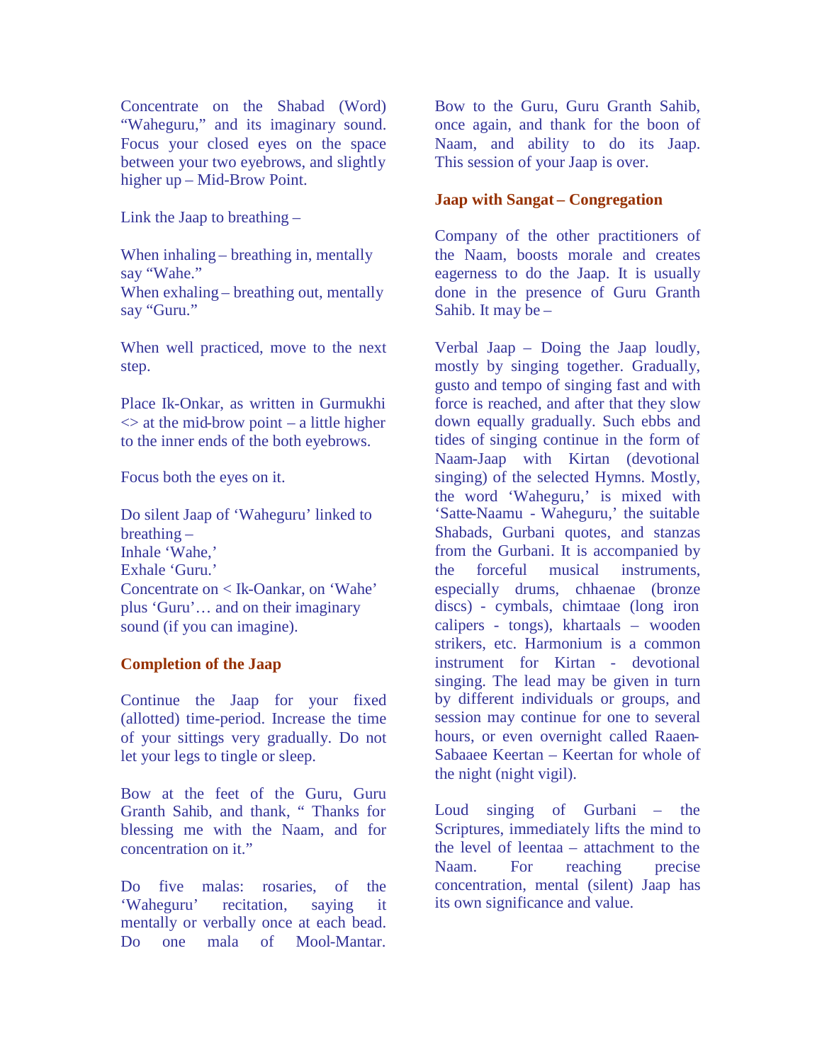Concentrate on the Shabad (Word) “Waheguru,” and its imaginary sound. Focus your closed eyes on the space between your two eyebrows, and slightly higher up – Mid-Brow Point.

Link the Jaap to breathing –

When inhaling – breathing in, mentally say “Wahe.”
When exhaling – breathing out, mentally say “Guru.”

When well practiced, move to the next step.

Place Ik-Onkar, as written in Gurmukhi <> at the mid-brow point – a little higher to the inner ends of the both eyebrows.

Focus both the eyes on it.

Do silent Jaap of ‘Waheguru’ linked to breathing –
Inhale ‘Wahe,’
Exhale ‘Guru.’
Concentrate on < Ik-Oankar, on ‘Wahe’ plus ‘Guru’… and on their imaginary sound (if you can imagine).

**Completion of the Jaap**

Continue the Jaap for your fixed (allotted) time-period. Increase the time of your sittings very gradually. Do not let your legs to tingle or sleep.

Bow at the feet of the Guru, Guru Granth Sahib, and thank, “ Thanks for blessing me with the Naam, and for concentration on it.”

Do five malas: rosaries, of the ‘Waheguru’ recitation, saying it mentally or verbally once at each bead. Do one mala of Mool-Mantar.

Bow to the Guru, Guru Granth Sahib, once again, and thank for the boon of Naam, and ability to do its Jaap. This session of your Jaap is over.

**Jaap with Sangat – Congregation**

Company of the other practitioners of the Naam, boosts morale and creates eagerness to do the Jaap. It is usually done in the presence of Guru Granth Sahib. It may be –

Verbal Jaap – Doing the Jaap loudly, mostly by singing together. Gradually, gusto and tempo of singing fast and with force is reached, and after that they slow down equally gradually. Such ebbs and tides of singing continue in the form of Naam-Jaap with Kirtan (devotional singing) of the selected Hymns. Mostly, the word ‘Waheguru,’ is mixed with ‘Satte-Naamu - Waheguru,’ the suitable Shabads, Gurbani quotes, and stanzas from the Gurbani. It is accompanied by the forceful musical instruments, especially drums, chhaenae (bronze discs) - cymbals, chimtaae (long iron calipers - tongs), khartaals – wooden strikers, etc. Harmonium is a common instrument for Kirtan - devotional singing. The lead may be given in turn by different individuals or groups, and session may continue for one to several hours, or even overnight called Raaen-Sabaaee Keertan – Keertan for whole of the night (night vigil).

Loud singing of Gurbani – the Scriptures, immediately lifts the mind to the level of leentaa – attachment to the Naam. For reaching precise concentration, mental (silent) Jaap has its own significance and value.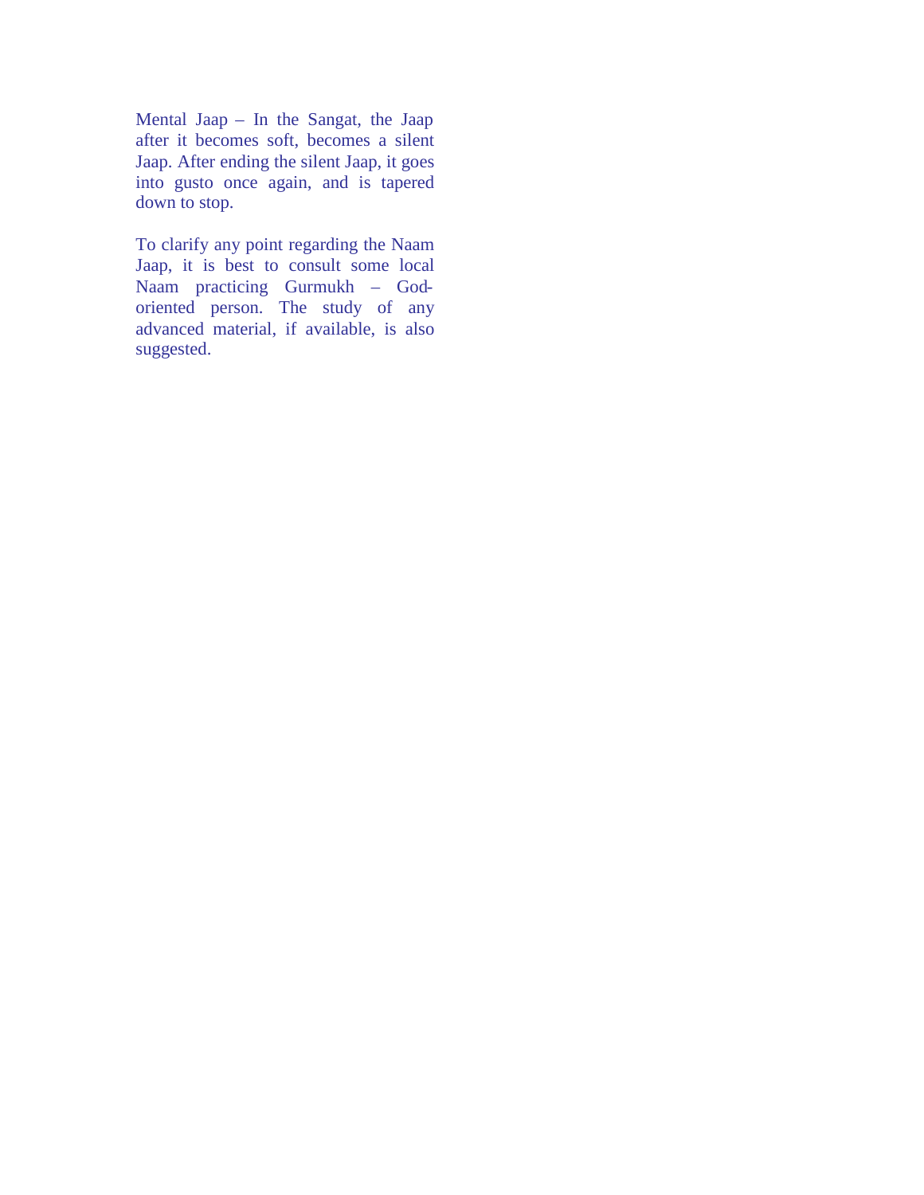Mental Jaap – In the Sangat, the Jaap after it becomes soft, becomes a silent Jaap. After ending the silent Jaap, it goes into gusto once again, and is tapered down to stop.

To clarify any point regarding the Naam Jaap, it is best to consult some local Naam practicing Gurmukh – God-oriented person. The study of any advanced material, if available, is also suggested.